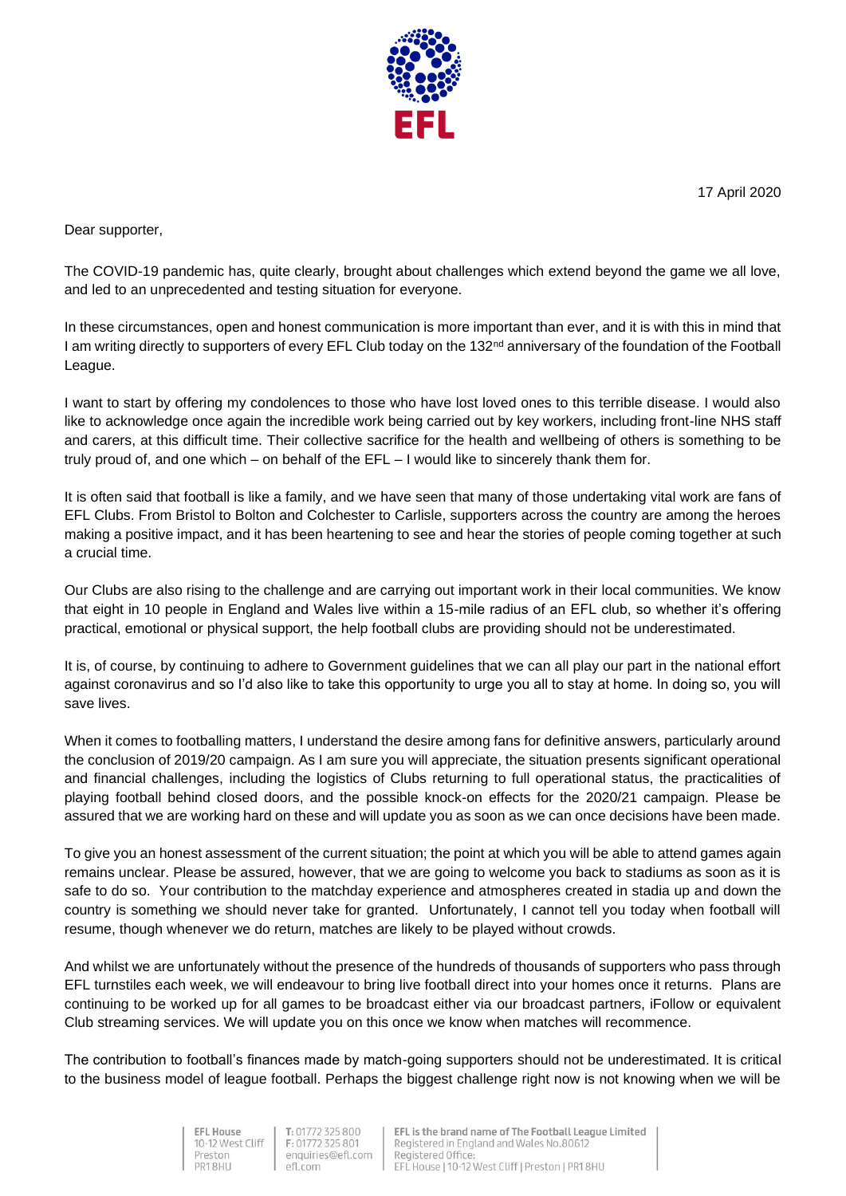17 April 2020

Dear supporter,

The COVID-19 pandemic has, quite clearly, brought about challenges which extend beyond the game we all love, and led to an unprecedented and testing situation for everyone.

In these circumstances, open and honest communication is more important than ever, and it is with this in mind that I am writing directly to supporters of every EFL Club today on the 132nd anniversary of the foundation of the Football League.

I want to start by offering my condolences to those who have lost loved ones to this terrible disease. I would also like to acknowledge once again the incredible work being carried out by key workers, including front-line NHS staff and carers, at this difficult time. Their collective sacrifice for the health and wellbeing of others is something to be truly proud of, and one which – on behalf of the EFL – I would like to sincerely thank them for.

It is often said that football is like a family, and we have seen that many of those undertaking vital work are fans of EFL Clubs. From Bristol to Bolton and Colchester to Carlisle, supporters across the country are among the heroes making a positive impact, and it has been heartening to see and hear the stories of people coming together at such a crucial time.

Our Clubs are also rising to the challenge and are carrying out important work in their local communities. We know that eight in 10 people in England and Wales live within a 15-mile radius of an EFL club, so whether it's offering practical, emotional or physical support, the help football clubs are providing should not be underestimated.

It is, of course, by continuing to adhere to Government guidelines that we can all play our part in the national effort against coronavirus and so I'd also like to take this opportunity to urge you all to stay at home. In doing so, you will save lives.

When it comes to footballing matters, I understand the desire among fans for definitive answers, particularly around the conclusion of 2019/20 campaign. As I am sure you will appreciate, the situation presents significant operational and financial challenges, including the logistics of Clubs returning to full operational status, the practicalities of playing football behind closed doors, and the possible knock-on effects for the 2020/21 campaign. Please be assured that we are working hard on these and will update you as soon as we can once decisions have been made.

To give you an honest assessment of the current situation; the point at which you will be able to attend games again remains unclear. Please be assured, however, that we are going to welcome you back to stadiums as soon as it is safe to do so. Your contribution to the matchday experience and atmospheres created in stadia up and down the country is something we should never take for granted. Unfortunately, I cannot tell you today when football will resume, though whenever we do return, matches are likely to be played without crowds.

And whilst we are unfortunately without the presence of the hundreds of thousands of supporters who pass through EFL turnstiles each week, we will endeavour to bring live football direct into your homes once it returns. Plans are continuing to be worked up for all games to be broadcast either via our broadcast partners, iFollow or equivalent Club streaming services. We will update you on this once we know when matches will recommence.

The contribution to football's finances made by match-going supporters should not be underestimated. It is critical to the business model of league football. Perhaps the biggest challenge right now is not knowing when we will be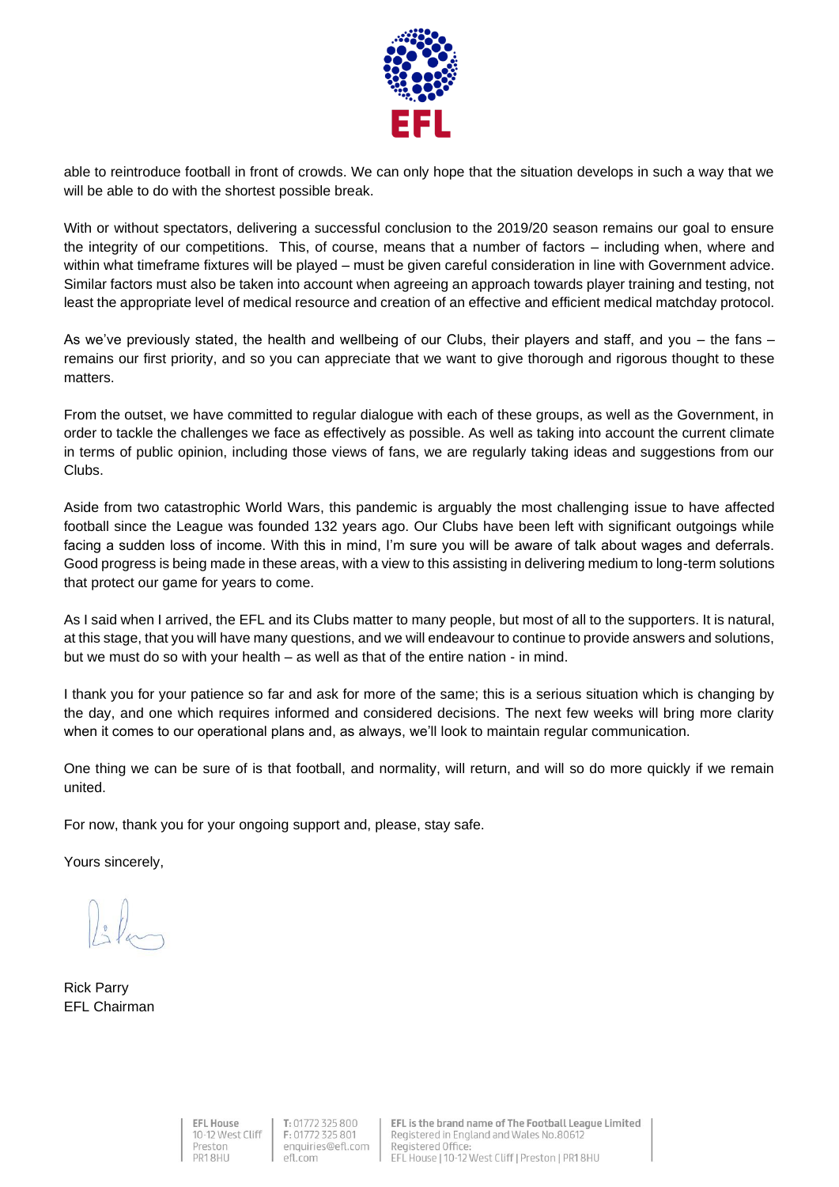able to reintroduce football in front of crowds. We can only hope that the situation develops in such a way that we will be able to do with the shortest possible break.

With or without spectators, delivering a successful conclusion to the 2019/20 season remains our goal to ensure the integrity of our competitions. This, of course, means that a number of factors – including when, where and within what timeframe fixtures will be played – must be given careful consideration in line with Government advice. Similar factors must also be taken into account when agreeing an approach towards player training and testing, not least the appropriate level of medical resource and creation of an effective and efficient medical matchday protocol.

As we've previously stated, the health and wellbeing of our Clubs, their players and staff, and you – the fans – remains our first priority, and so you can appreciate that we want to give thorough and rigorous thought to these matters.

From the outset, we have committed to regular dialogue with each of these groups, as well as the Government, in order to tackle the challenges we face as effectively as possible. As well as taking into account the current climate in terms of public opinion, including those views of fans, we are regularly taking ideas and suggestions from our Clubs.

Aside from two catastrophic World Wars, this pandemic is arguably the most challenging issue to have affected football since the League was founded 132 years ago. Our Clubs have been left with significant outgoings while facing a sudden loss of income. With this in mind, I'm sure you will be aware of talk about wages and deferrals. Good progress is being made in these areas, with a view to this assisting in delivering medium to long-term solutions that protect our game for years to come.

As I said when I arrived, the EFL and its Clubs matter to many people, but most of all to the supporters. It is natural, at this stage, that you will have many questions, and we will endeavour to continue to provide answers and solutions, but we must do so with your health – as well as that of the entire nation - in mind.

I thank you for your patience so far and ask for more of the same; this is a serious situation which is changing by the day, and one which requires informed and considered decisions. The next few weeks will bring more clarity when it comes to our operational plans and, as always, we'll look to maintain regular communication.

One thing we can be sure of is that football, and normality, will return, and will so do more quickly if we remain united.

For now, thank you for your ongoing support and, please, stay safe.

Yours sincerely,

Rick Parry
EFL Chairman

EFL House
10-12 West Cliff
Preston
PR1 8HU

T: 01772 325 800
F: 01772 325 801
enquiries@efl.com
efl.com

EFL is the brand name of The Football League Limited
Registered in England and Wales No.80612
Registered Office:
EFL House | 10-12 West Cliff | Preston | PR1 8HU